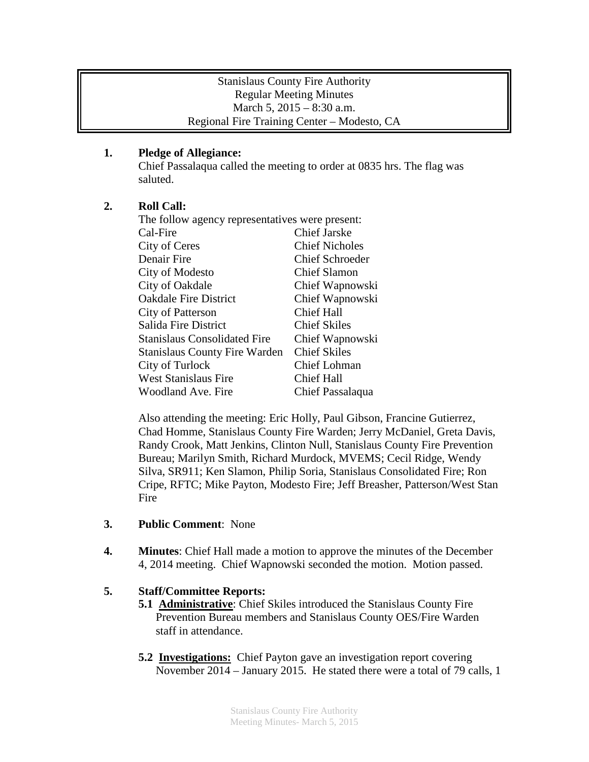Stanislaus County Fire Authority
Regular Meeting Minutes
March 5, 2015 – 8:30 a.m.
Regional Fire Training Center – Modesto, CA

**1. Pledge of Allegiance:**
Chief Passalaqua called the meeting to order at 0835 hrs. The flag was saluted.

**2. Roll Call:**
The follow agency representatives were present:

| | |
|---|---|
| Cal-Fire | Chief Jarske |
| City of Ceres | Chief Nicholes |
| Denair Fire | Chief Schroeder |
| City of Modesto | Chief Slamon |
| City of Oakdale | Chief Wapnowski |
| Oakdale Fire District | Chief Wapnowski |
| City of Patterson | Chief Hall |
| Salida Fire District | Chief Skiles |
| Stanislaus Consolidated Fire | Chief Wapnowski |
| Stanislaus County Fire Warden | Chief Skiles |
| City of Turlock | Chief Lohman |
| West Stanislaus Fire | Chief Hall |
| Woodland Ave. Fire | Chief Passalaqua |

Also attending the meeting: Eric Holly, Paul Gibson, Francine Gutierrez, Chad Homme, Stanislaus County Fire Warden; Jerry McDaniel, Greta Davis, Randy Crook, Matt Jenkins, Clinton Null, Stanislaus County Fire Prevention Bureau; Marilyn Smith, Richard Murdock, MVEMS; Cecil Ridge, Wendy Silva, SR911; Ken Slamon, Philip Soria, Stanislaus Consolidated Fire; Ron Cripe, RFTC; Mike Payton, Modesto Fire; Jeff Breasher, Patterson/West Stan Fire

**3. Public Comment**: None

**4. Minutes**: Chief Hall made a motion to approve the minutes of the December 4, 2014 meeting. Chief Wapnowski seconded the motion. Motion passed.

**5. Staff/Committee Reports:**

**5.1 Administrative**: Chief Skiles introduced the Stanislaus County Fire Prevention Bureau members and Stanislaus County OES/Fire Warden staff in attendance.

**5.2 Investigations:** Chief Payton gave an investigation report covering November 2014 – January 2015. He stated there were a total of 79 calls, 1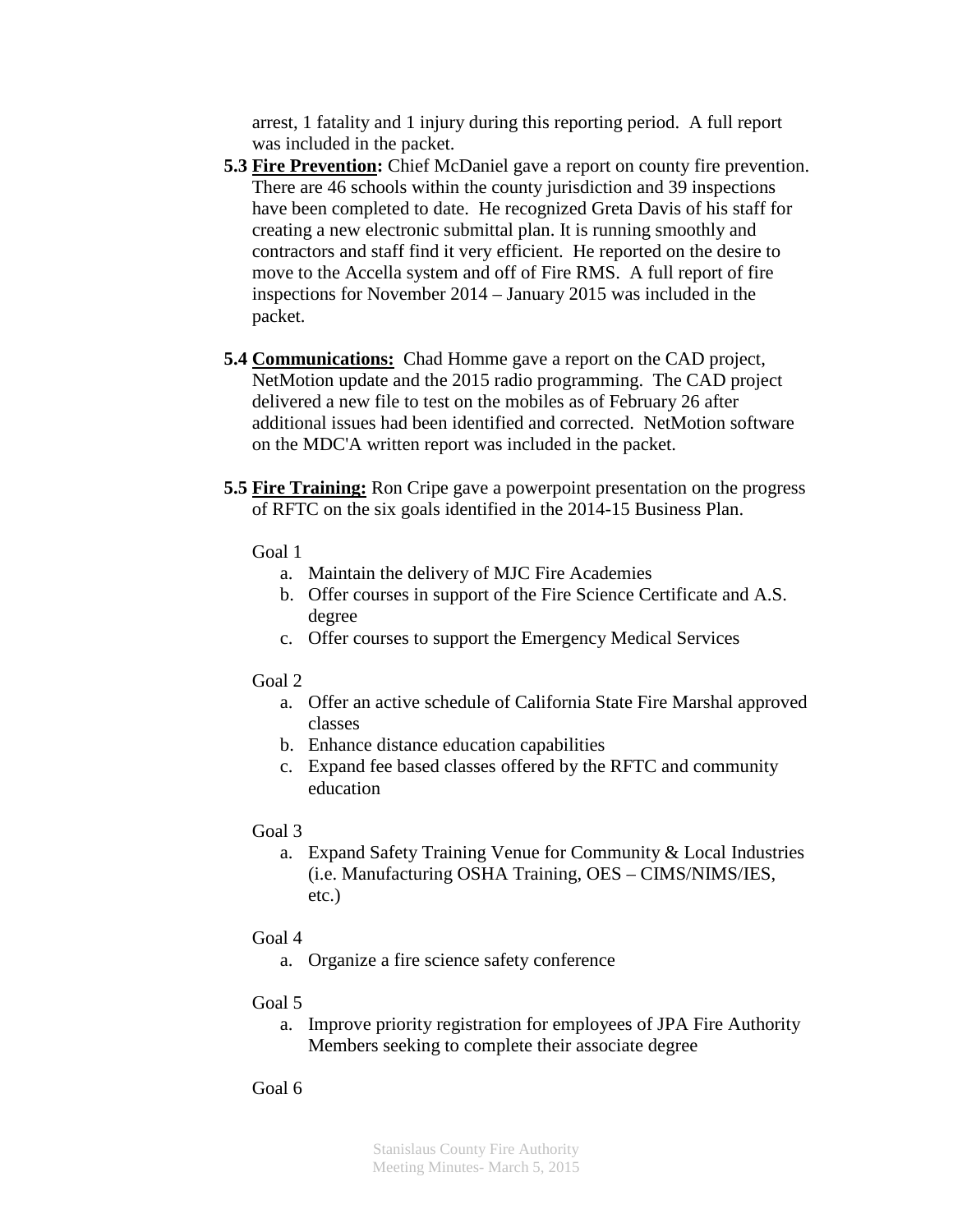arrest, 1 fatality and 1 injury during this reporting period. A full report was included in the packet.

**5.3 <u>Fire Prevention</u>:** Chief McDaniel gave a report on county fire prevention. There are 46 schools within the county jurisdiction and 39 inspections have been completed to date. He recognized Greta Davis of his staff for creating a new electronic submittal plan. It is running smoothly and contractors and staff find it very efficient. He reported on the desire to move to the Accella system and off of Fire RMS. A full report of fire inspections for November 2014 – January 2015 was included in the packet.

**5.4 <u>Communications:</u>** Chad Homme gave a report on the CAD project, NetMotion update and the 2015 radio programming. The CAD project delivered a new file to test on the mobiles as of February 26 after additional issues had been identified and corrected. NetMotion software on the MDC'A written report was included in the packet.

**5.5 <u>Fire Training:</u>** Ron Cripe gave a powerpoint presentation on the progress of RFTC on the six goals identified in the 2014-15 Business Plan.

Goal 1

a. Maintain the delivery of MJC Fire Academies
b. Offer courses in support of the Fire Science Certificate and A.S. degree
c. Offer courses to support the Emergency Medical Services

Goal 2

a. Offer an active schedule of California State Fire Marshal approved classes
b. Enhance distance education capabilities
c. Expand fee based classes offered by the RFTC and community education

Goal 3

a. Expand Safety Training Venue for Community & Local Industries (i.e. Manufacturing OSHA Training, OES – CIMS/NIMS/IES, etc.)

Goal 4

a. Organize a fire science safety conference

Goal 5

a. Improve priority registration for employees of JPA Fire Authority Members seeking to complete their associate degree

Goal 6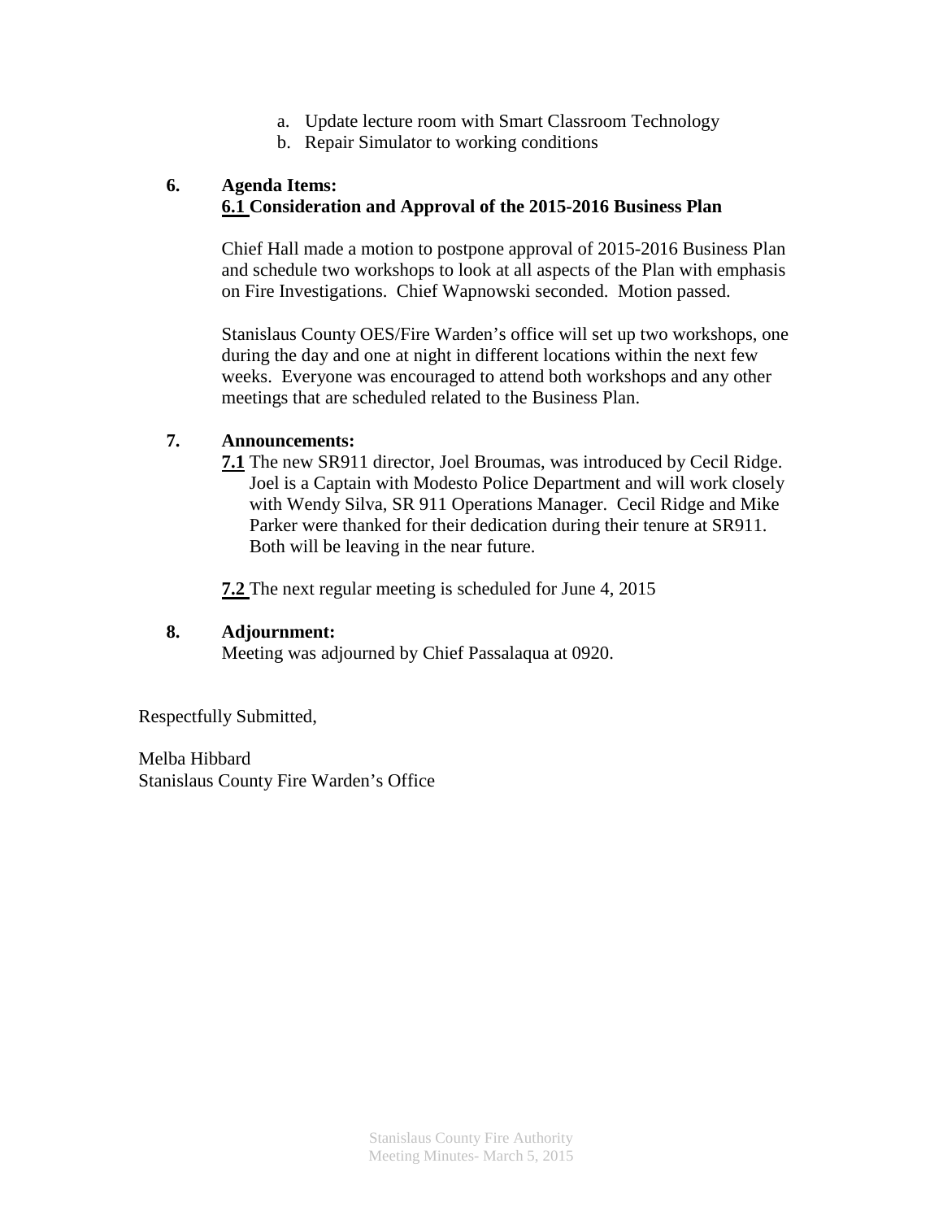a. Update lecture room with Smart Classroom Technology
b. Repair Simulator to working conditions

**6. Agenda Items:**

**6.1 Consideration and Approval of the 2015-2016 Business Plan**

Chief Hall made a motion to postpone approval of 2015-2016 Business Plan and schedule two workshops to look at all aspects of the Plan with emphasis on Fire Investigations. Chief Wapnowski seconded. Motion passed.

Stanislaus County OES/Fire Warden's office will set up two workshops, one during the day and one at night in different locations within the next few weeks. Everyone was encouraged to attend both workshops and any other meetings that are scheduled related to the Business Plan.

**7. Announcements:**

**7.1** The new SR911 director, Joel Broumas, was introduced by Cecil Ridge. Joel is a Captain with Modesto Police Department and will work closely with Wendy Silva, SR 911 Operations Manager. Cecil Ridge and Mike Parker were thanked for their dedication during their tenure at SR911. Both will be leaving in the near future.

**7.2** The next regular meeting is scheduled for June 4, 2015

**8. Adjournment:**

Meeting was adjourned by Chief Passalaqua at 0920.

Respectfully Submitted,

Melba Hibbard
Stanislaus County Fire Warden's Office